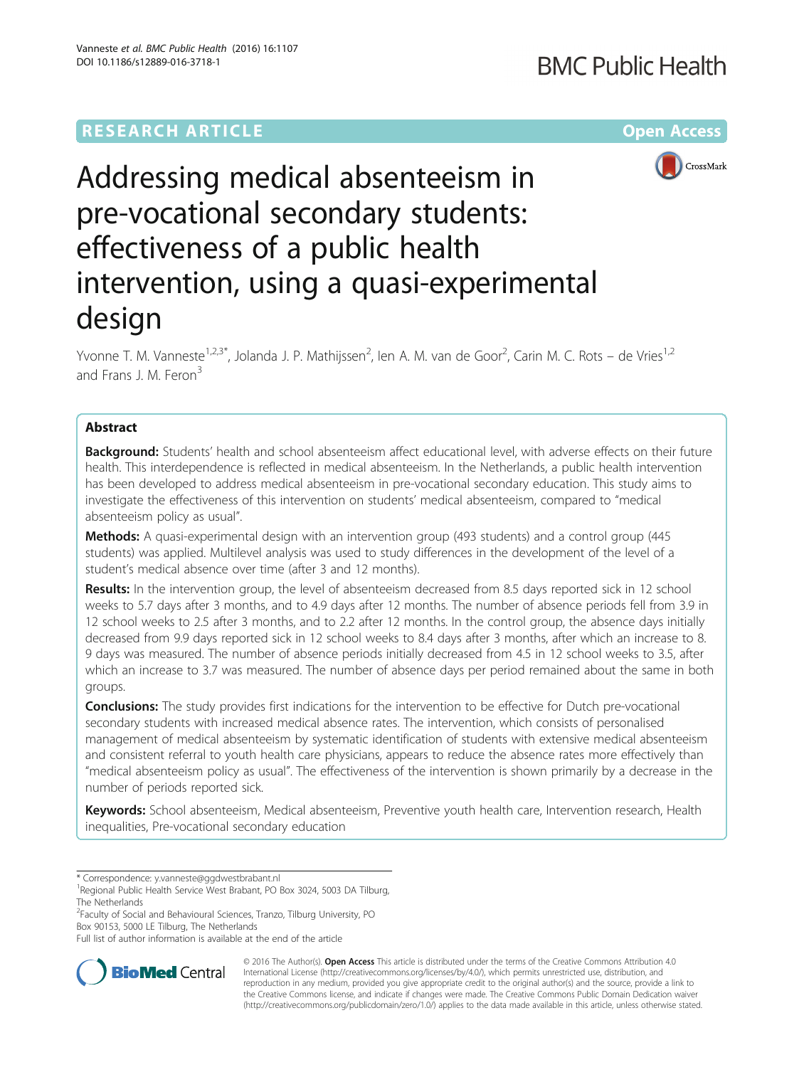RESEARCH ARTICLE

Open Access

# Addressing medical absenteeism in pre-vocational secondary students: effectiveness of a public health intervention, using a quasi-experimental design

Yvonne T. M. Vanneste[1,2,3*], Jolanda J. P. Mathijssen[2], Ien A. M. van de Goor[2], Carin M. C. Rots – de Vries[1,2] and Frans J. M. Feron[3]

## Abstract

**Background:** Students' health and school absenteeism affect educational level, with adverse effects on their future health. This interdependence is reflected in medical absenteeism. In the Netherlands, a public health intervention has been developed to address medical absenteeism in pre-vocational secondary education. This study aims to investigate the effectiveness of this intervention on students' medical absenteeism, compared to "medical absenteeism policy as usual".

**Methods:** A quasi-experimental design with an intervention group (493 students) and a control group (445 students) was applied. Multilevel analysis was used to study differences in the development of the level of a student's medical absence over time (after 3 and 12 months).

**Results:** In the intervention group, the level of absenteeism decreased from 8.5 days reported sick in 12 school weeks to 5.7 days after 3 months, and to 4.9 days after 12 months. The number of absence periods fell from 3.9 in 12 school weeks to 2.5 after 3 months, and to 2.2 after 12 months. In the control group, the absence days initially decreased from 9.9 days reported sick in 12 school weeks to 8.4 days after 3 months, after which an increase to 8.9 days was measured. The number of absence periods initially decreased from 4.5 in 12 school weeks to 3.5, after which an increase to 3.7 was measured. The number of absence days per period remained about the same in both groups.

**Conclusions:** The study provides first indications for the intervention to be effective for Dutch pre-vocational secondary students with increased medical absence rates. The intervention, which consists of personalised management of medical absenteeism by systematic identification of students with extensive medical absenteeism and consistent referral to youth health care physicians, appears to reduce the absence rates more effectively than "medical absenteeism policy as usual". The effectiveness of the intervention is shown primarily by a decrease in the number of periods reported sick.

**Keywords:** School absenteeism, Medical absenteeism, Preventive youth health care, Intervention research, Health inequalities, Pre-vocational secondary education

---

\* Correspondence: y.vanneste@ggdwestbrabant.nl

[1]Regional Public Health Service West Brabant, PO Box 3024, 5003 DA Tilburg, The Netherlands

[2]Faculty of Social and Behavioural Sciences, Tranzo, Tilburg University, PO Box 90153, 5000 LE Tilburg, The Netherlands

Full list of author information is available at the end of the article

© 2016 The Author(s). **Open Access** This article is distributed under the terms of the Creative Commons Attribution 4.0 International License (http://creativecommons.org/licenses/by/4.0/), which permits unrestricted use, distribution, and reproduction in any medium, provided you give appropriate credit to the original author(s) and the source, provide a link to the Creative Commons license, and indicate if changes were made. The Creative Commons Public Domain Dedication waiver (http://creativecommons.org/publicdomain/zero/1.0/) applies to the data made available in this article, unless otherwise stated.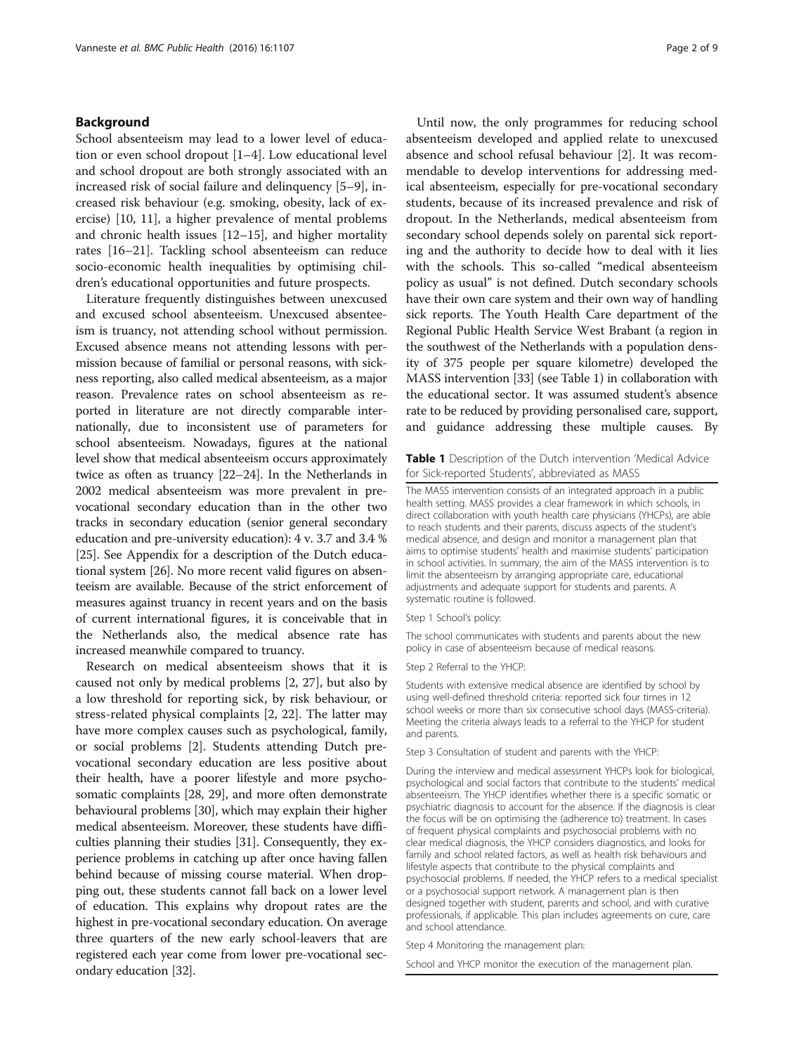## Background

School absenteeism may lead to a lower level of education or even school dropout [1–4]. Low educational level and school dropout are both strongly associated with an increased risk of social failure and delinquency [5–9], increased risk behaviour (e.g. smoking, obesity, lack of exercise) [10, 11], a higher prevalence of mental problems and chronic health issues [12–15], and higher mortality rates [16–21]. Tackling school absenteeism can reduce socio-economic health inequalities by optimising children's educational opportunities and future prospects.

Literature frequently distinguishes between unexcused and excused school absenteeism. Unexcused absenteeism is truancy, not attending school without permission. Excused absence means not attending lessons with permission because of familial or personal reasons, with sickness reporting, also called medical absenteeism, as a major reason. Prevalence rates on school absenteeism as reported in literature are not directly comparable internationally, due to inconsistent use of parameters for school absenteeism. Nowadays, figures at the national level show that medical absenteeism occurs approximately twice as often as truancy [22–24]. In the Netherlands in 2002 medical absenteeism was more prevalent in pre-vocational secondary education than in the other two tracks in secondary education (senior general secondary education and pre-university education): 4 v. 3.7 and 3.4 % [25]. See Appendix for a description of the Dutch educational system [26]. No more recent valid figures on absenteeism are available. Because of the strict enforcement of measures against truancy in recent years and on the basis of current international figures, it is conceivable that in the Netherlands also, the medical absence rate has increased meanwhile compared to truancy.

Research on medical absenteeism shows that it is caused not only by medical problems [2, 27], but also by a low threshold for reporting sick, by risk behaviour, or stress-related physical complaints [2, 22]. The latter may have more complex causes such as psychological, family, or social problems [2]. Students attending Dutch pre-vocational secondary education are less positive about their health, have a poorer lifestyle and more psychosomatic complaints [28, 29], and more often demonstrate behavioural problems [30], which may explain their higher medical absenteeism. Moreover, these students have difficulties planning their studies [31]. Consequently, they experience problems in catching up after once having fallen behind because of missing course material. When dropping out, these students cannot fall back on a lower level of education. This explains why dropout rates are the highest in pre-vocational secondary education. On average three quarters of the new early school-leavers that are registered each year come from lower pre-vocational secondary education [32].

Until now, the only programmes for reducing school absenteeism developed and applied relate to unexcused absence and school refusal behaviour [2]. It was recommendable to develop interventions for addressing medical absenteeism, especially for pre-vocational secondary students, because of its increased prevalence and risk of dropout. In the Netherlands, medical absenteeism from secondary school depends solely on parental sick reporting and the authority to decide how to deal with it lies with the schools. This so-called "medical absenteeism policy as usual" is not defined. Dutch secondary schools have their own care system and their own way of handling sick reports. The Youth Health Care department of the Regional Public Health Service West Brabant (a region in the southwest of the Netherlands with a population density of 375 people per square kilometre) developed the MASS intervention [33] (see Table 1) in collaboration with the educational sector. It was assumed student's absence rate to be reduced by providing personalised care, support, and guidance addressing these multiple causes. By

**Table 1** Description of the Dutch intervention 'Medical Advice for Sick-reported Students', abbreviated as MASS

| |
|---|
| The MASS intervention consists of an integrated approach in a public health setting. MASS provides a clear framework in which schools, in direct collaboration with youth health care physicians (YHCPs), are able to reach students and their parents, discuss aspects of the student's medical absence, and design and monitor a management plan that aims to optimise students' health and maximise students' participation in school activities. In summary, the aim of the MASS intervention is to limit the absenteeism by arranging appropriate care, educational adjustments and adequate support for students and parents. A systematic routine is followed. |
| Step 1 School's policy: |
| The school communicates with students and parents about the new policy in case of absenteeism because of medical reasons. |
| Step 2 Referral to the YHCP: |
| Students with extensive medical absence are identified by school by using well-defined threshold criteria: reported sick four times in 12 school weeks or more than six consecutive school days (MASS-criteria). Meeting the criteria always leads to a referral to the YHCP for student and parents. |
| Step 3 Consultation of student and parents with the YHCP: |
| During the interview and medical assessment YHCPs look for biological, psychological and social factors that contribute to the students' medical absenteeism. The YHCP identifies whether there is a specific somatic or psychiatric diagnosis to account for the absence. If the diagnosis is clear the focus will be on optimising the (adherence to) treatment. In cases of frequent physical complaints and psychosocial problems with no clear medical diagnosis, the YHCP considers diagnostics, and looks for family and school related factors, as well as health risk behaviours and lifestyle aspects that contribute to the physical complaints and psychosocial problems. If needed, the YHCP refers to a medical specialist or a psychosocial support network. A management plan is then designed together with student, parents and school, and with curative professionals, if applicable. This plan includes agreements on cure, care and school attendance. |
| Step 4 Monitoring the management plan: |
| School and YHCP monitor the execution of the management plan. |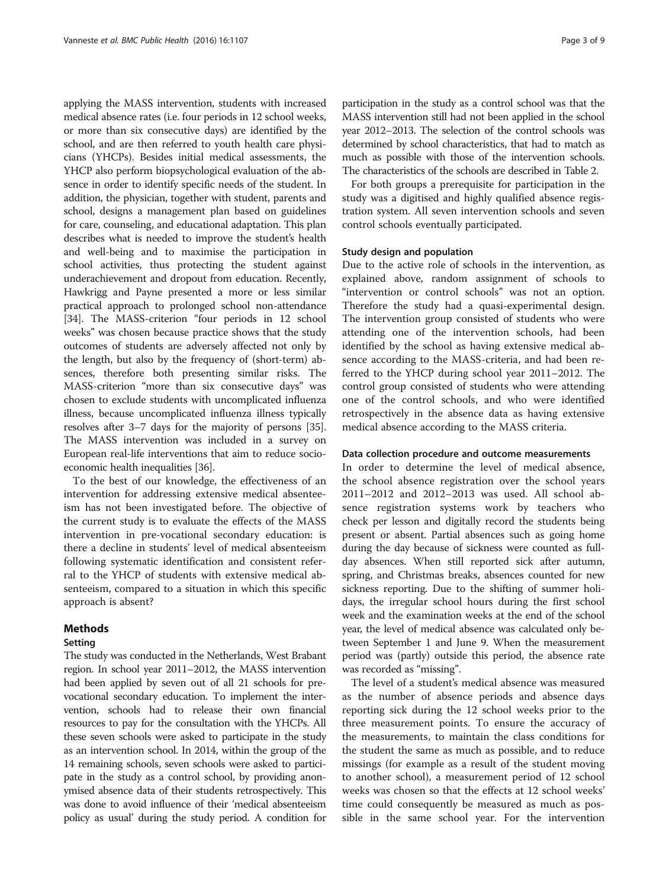applying the MASS intervention, students with increased medical absence rates (i.e. four periods in 12 school weeks, or more than six consecutive days) are identified by the school, and are then referred to youth health care physicians (YHCPs). Besides initial medical assessments, the YHCP also perform biopsychological evaluation of the absence in order to identify specific needs of the student. In addition, the physician, together with student, parents and school, designs a management plan based on guidelines for care, counseling, and educational adaptation. This plan describes what is needed to improve the student's health and well-being and to maximise the participation in school activities, thus protecting the student against underachievement and dropout from education. Recently, Hawkrigg and Payne presented a more or less similar practical approach to prolonged school non-attendance [34]. The MASS-criterion "four periods in 12 school weeks" was chosen because practice shows that the study outcomes of students are adversely affected not only by the length, but also by the frequency of (short-term) absences, therefore both presenting similar risks. The MASS-criterion "more than six consecutive days" was chosen to exclude students with uncomplicated influenza illness, because uncomplicated influenza illness typically resolves after 3–7 days for the majority of persons [35]. The MASS intervention was included in a survey on European real-life interventions that aim to reduce socioeconomic health inequalities [36].

To the best of our knowledge, the effectiveness of an intervention for addressing extensive medical absenteeism has not been investigated before. The objective of the current study is to evaluate the effects of the MASS intervention in pre-vocational secondary education: is there a decline in students' level of medical absenteeism following systematic identification and consistent referral to the YHCP of students with extensive medical absenteeism, compared to a situation in which this specific approach is absent?

## Methods

### Setting

The study was conducted in the Netherlands, West Brabant region. In school year 2011–2012, the MASS intervention had been applied by seven out of all 21 schools for prevocational secondary education. To implement the intervention, schools had to release their own financial resources to pay for the consultation with the YHCPs. All these seven schools were asked to participate in the study as an intervention school. In 2014, within the group of the 14 remaining schools, seven schools were asked to participate in the study as a control school, by providing anonymised absence data of their students retrospectively. This was done to avoid influence of their 'medical absenteeism policy as usual' during the study period. A condition for participation in the study as a control school was that the MASS intervention still had not been applied in the school year 2012–2013. The selection of the control schools was determined by school characteristics, that had to match as much as possible with those of the intervention schools. The characteristics of the schools are described in Table 2.

For both groups a prerequisite for participation in the study was a digitised and highly qualified absence registration system. All seven intervention schools and seven control schools eventually participated.

### Study design and population

Due to the active role of schools in the intervention, as explained above, random assignment of schools to "intervention or control schools" was not an option. Therefore the study had a quasi-experimental design. The intervention group consisted of students who were attending one of the intervention schools, had been identified by the school as having extensive medical absence according to the MASS-criteria, and had been referred to the YHCP during school year 2011–2012. The control group consisted of students who were attending one of the control schools, and who were identified retrospectively in the absence data as having extensive medical absence according to the MASS criteria.

### Data collection procedure and outcome measurements

In order to determine the level of medical absence, the school absence registration over the school years 2011–2012 and 2012–2013 was used. All school absence registration systems work by teachers who check per lesson and digitally record the students being present or absent. Partial absences such as going home during the day because of sickness were counted as full-day absences. When still reported sick after autumn, spring, and Christmas breaks, absences counted for new sickness reporting. Due to the shifting of summer holidays, the irregular school hours during the first school week and the examination weeks at the end of the school year, the level of medical absence was calculated only between September 1 and June 9. When the measurement period was (partly) outside this period, the absence rate was recorded as "missing".

The level of a student's medical absence was measured as the number of absence periods and absence days reporting sick during the 12 school weeks prior to the three measurement points. To ensure the accuracy of the measurements, to maintain the class conditions for the student the same as much as possible, and to reduce missings (for example as a result of the student moving to another school), a measurement period of 12 school weeks was chosen so that the effects at 12 school weeks' time could consequently be measured as much as possible in the same school year. For the intervention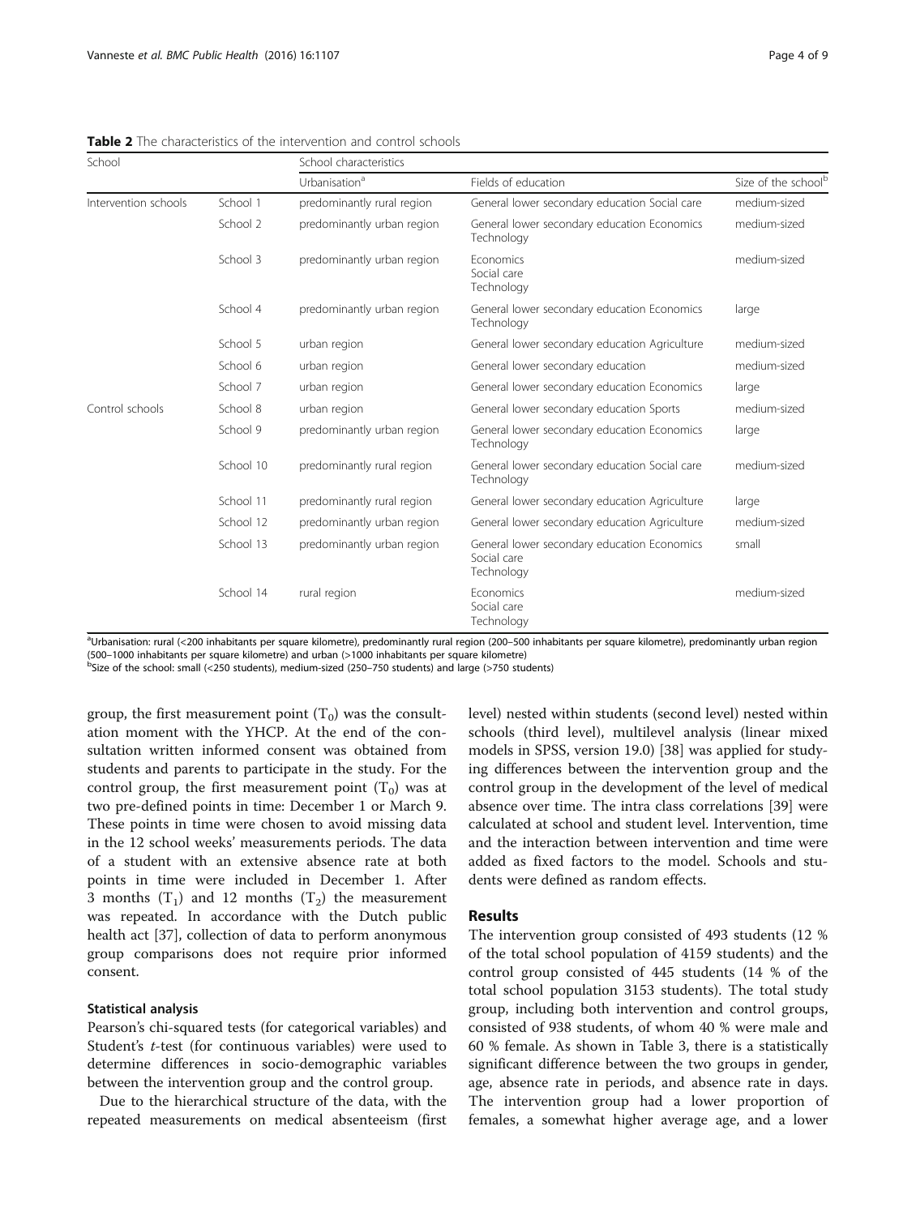**Table 2** The characteristics of the intervention and control schools

| School | | School characteristics | | |
|---|---|---|---|---|
| | | Urbanisation[a] | Fields of education | Size of the school[b] |
| Intervention schools | School 1 | predominantly rural region | General lower secondary education Social care | medium-sized |
| | School 2 | predominantly urban region | General lower secondary education Economics Technology | medium-sized |
| | School 3 | predominantly urban region | Economics Social care Technology | medium-sized |
| | School 4 | predominantly urban region | General lower secondary education Economics Technology | large |
| | School 5 | urban region | General lower secondary education Agriculture | medium-sized |
| | School 6 | urban region | General lower secondary education | medium-sized |
| | School 7 | urban region | General lower secondary education Economics | large |
| Control schools | School 8 | urban region | General lower secondary education Sports | medium-sized |
| | School 9 | predominantly urban region | General lower secondary education Economics Technology | large |
| | School 10 | predominantly rural region | General lower secondary education Social care Technology | medium-sized |
| | School 11 | predominantly rural region | General lower secondary education Agriculture | large |
| | School 12 | predominantly urban region | General lower secondary education Agriculture | medium-sized |
| | School 13 | predominantly urban region | General lower secondary education Economics Social care Technology | small |
| | School 14 | rural region | Economics Social care Technology | medium-sized |

[a]Urbanisation: rural (<200 inhabitants per square kilometre), predominantly rural region (200–500 inhabitants per square kilometre), predominantly urban region (500–1000 inhabitants per square kilometre) and urban (>1000 inhabitants per square kilometre)
[b]Size of the school: small (<250 students), medium-sized (250–750 students) and large (>750 students)

group, the first measurement point ($T_0$) was the consultation moment with the YHCP. At the end of the consultation written informed consent was obtained from students and parents to participate in the study. For the control group, the first measurement point ($T_0$) was at two pre-defined points in time: December 1 or March 9. These points in time were chosen to avoid missing data in the 12 school weeks' measurements periods. The data of a student with an extensive absence rate at both points in time were included in December 1. After 3 months ($T_1$) and 12 months ($T_2$) the measurement was repeated. In accordance with the Dutch public health act [37], collection of data to perform anonymous group comparisons does not require prior informed consent.

### Statistical analysis

Pearson's chi-squared tests (for categorical variables) and Student's *t*-test (for continuous variables) were used to determine differences in socio-demographic variables between the intervention group and the control group.

Due to the hierarchical structure of the data, with the repeated measurements on medical absenteeism (first level) nested within students (second level) nested within schools (third level), multilevel analysis (linear mixed models in SPSS, version 19.0) [38] was applied for studying differences between the intervention group and the control group in the development of the level of medical absence over time. The intra class correlations [39] were calculated at school and student level. Intervention, time and the interaction between intervention and time were added as fixed factors to the model. Schools and students were defined as random effects.

## Results

The intervention group consisted of 493 students (12 % of the total school population of 4159 students) and the control group consisted of 445 students (14 % of the total school population 3153 students). The total study group, including both intervention and control groups, consisted of 938 students, of whom 40 % were male and 60 % female. As shown in Table 3, there is a statistically significant difference between the two groups in gender, age, absence rate in periods, and absence rate in days. The intervention group had a lower proportion of females, a somewhat higher average age, and a lower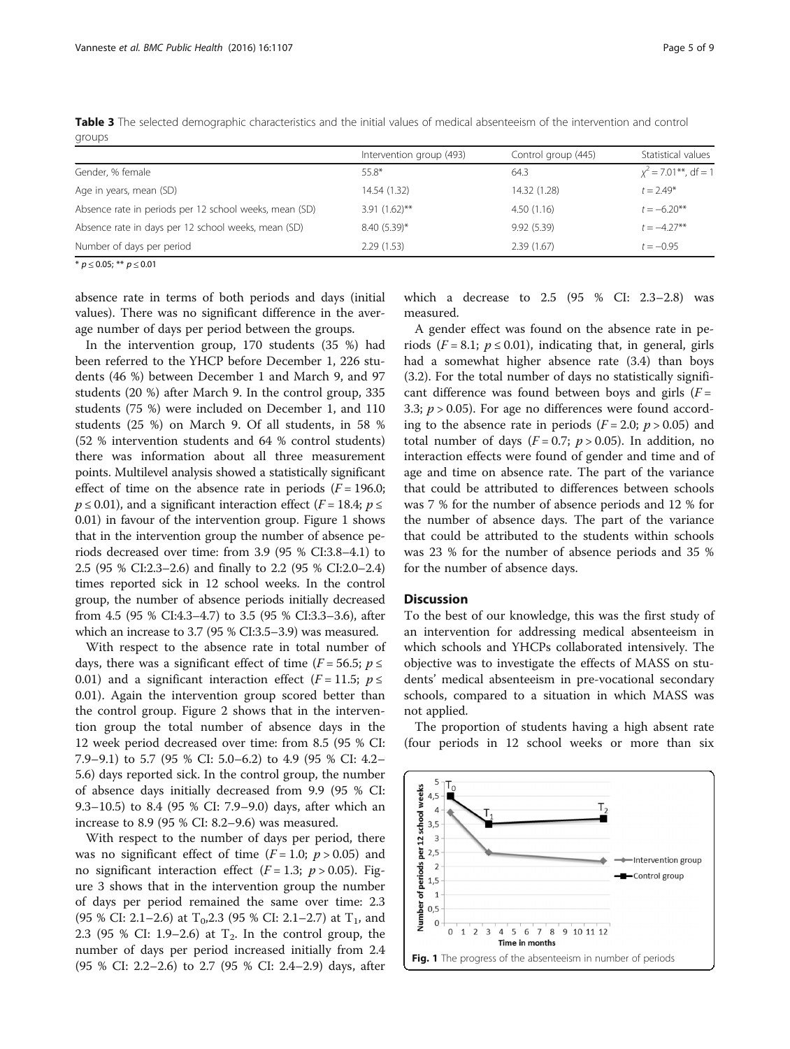**Table 3** The selected demographic characteristics and the initial values of medical absenteeism of the intervention and control groups

| | Intervention group (493) | Control group (445) | Statistical values |
|---|---|---|---|
| Gender, % female | 55.8* | 64.3 | $\chi^2 = 7.01$**, df = 1 |
| Age in years, mean (SD) | 14.54 (1.32) | 14.32 (1.28) | $t = 2.49$* |
| Absence rate in periods per 12 school weeks, mean (SD) | 3.91 (1.62)** | 4.50 (1.16) | $t = -6.20$** |
| Absence rate in days per 12 school weeks, mean (SD) | 8.40 (5.39)* | 9.92 (5.39) | $t = -4.27$** |
| Number of days per period | 2.29 (1.53) | 2.39 (1.67) | $t = -0.95$ |

* $p \leq 0.05$; ** $p \leq 0.01$

absence rate in terms of both periods and days (initial values). There was no significant difference in the average number of days per period between the groups.

In the intervention group, 170 students (35 %) had been referred to the YHCP before December 1, 226 students (46 %) between December 1 and March 9, and 97 students (20 %) after March 9. In the control group, 335 students (75 %) were included on December 1, and 110 students (25 %) on March 9. Of all students, in 58 % (52 % intervention students and 64 % control students) there was information about all three measurement points. Multilevel analysis showed a statistically significant effect of time on the absence rate in periods ($F = 196.0$; $p \leq 0.01$), and a significant interaction effect ($F = 18.4$; $p \leq 0.01$) in favour of the intervention group. Figure 1 shows that in the intervention group the number of absence periods decreased over time: from 3.9 (95 % CI:3.8–4.1) to 2.5 (95 % CI:2.3–2.6) and finally to 2.2 (95 % CI:2.0–2.4) times reported sick in 12 school weeks. In the control group, the number of absence periods initially decreased from 4.5 (95 % CI:4.3–4.7) to 3.5 (95 % CI:3.3–3.6), after which an increase to 3.7 (95 % CI:3.5–3.9) was measured.

With respect to the absence rate in total number of days, there was a significant effect of time ($F = 56.5$; $p \leq 0.01$) and a significant interaction effect ($F = 11.5$; $p \leq 0.01$). Again the intervention group scored better than the control group. Figure 2 shows that in the intervention group the total number of absence days in the 12 week period decreased over time: from 8.5 (95 % CI: 7.9–9.1) to 5.7 (95 % CI: 5.0–6.2) to 4.9 (95 % CI: 4.2–5.6) days reported sick. In the control group, the number of absence days initially decreased from 9.9 (95 % CI: 9.3–10.5) to 8.4 (95 % CI: 7.9–9.0) days, after which an increase to 8.9 (95 % CI: 8.2–9.6) was measured.

With respect to the number of days per period, there was no significant effect of time ($F = 1.0$; $p > 0.05$) and no significant interaction effect ($F = 1.3$; $p > 0.05$). Figure 3 shows that in the intervention group the number of days per period remained the same over time: 2.3 (95 % CI: 2.1–2.6) at $T_0$,2.3 (95 % CI: 2.1–2.7) at $T_1$, and 2.3 (95 % CI: 1.9–2.6) at $T_2$. In the control group, the number of days per period increased initially from 2.4 (95 % CI: 2.2–2.6) to 2.7 (95 % CI: 2.4–2.9) days, after which a decrease to 2.5 (95 % CI: 2.3–2.8) was measured.

A gender effect was found on the absence rate in periods ($F = 8.1$; $p \leq 0.01$), indicating that, in general, girls had a somewhat higher absence rate (3.4) than boys (3.2). For the total number of days no statistically significant difference was found between boys and girls ($F = 3.3$; $p > 0.05$). For age no differences were found according to the absence rate in periods ($F = 2.0$; $p > 0.05$) and total number of days ($F = 0.7$; $p > 0.05$). In addition, no interaction effects were found of gender and time and of age and time on absence rate. The part of the variance that could be attributed to differences between schools was 7 % for the number of absence periods and 12 % for the number of absence days. The part of the variance that could be attributed to the students within schools was 23 % for the number of absence periods and 35 % for the number of absence days.

## Discussion

To the best of our knowledge, this was the first study of an intervention for addressing medical absenteeism in which schools and YHCPs collaborated intensively. The objective was to investigate the effects of MASS on students' medical absenteeism in pre-vocational secondary schools, compared to a situation in which MASS was not applied.

The proportion of students having a high absent rate (four periods in 12 school weeks or more than six

**Fig. 1** The progress of the absenteeism in number of periods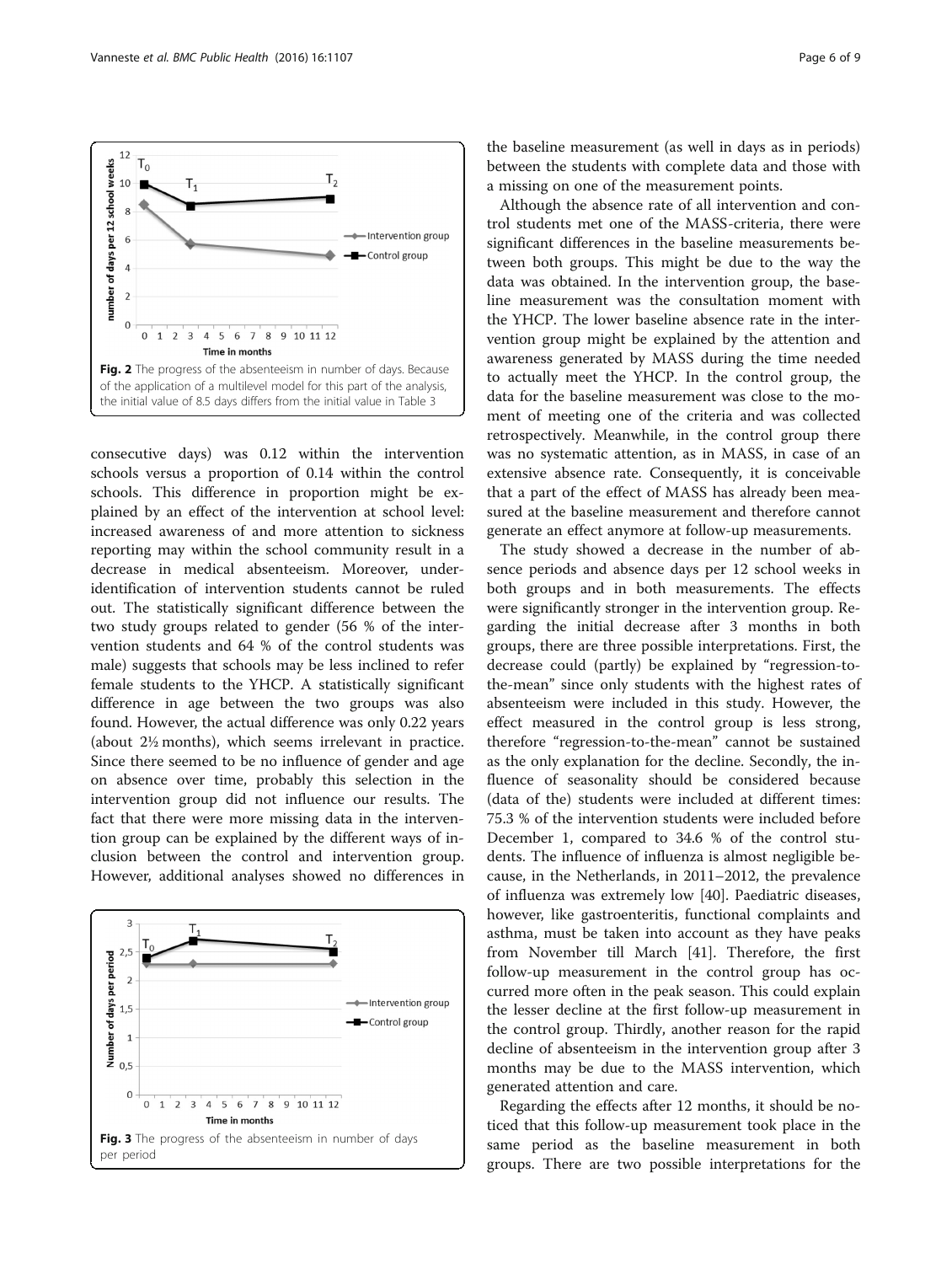Fig. 2 The progress of the absenteeism in number of days. Because of the application of a multilevel model for this part of the analysis, the initial value of 8.5 days differs from the initial value in Table 3

consecutive days) was 0.12 within the intervention schools versus a proportion of 0.14 within the control schools. This difference in proportion might be explained by an effect of the intervention at school level: increased awareness of and more attention to sickness reporting may within the school community result in a decrease in medical absenteeism. Moreover, under-identification of intervention students cannot be ruled out. The statistically significant difference between the two study groups related to gender (56 % of the intervention students and 64 % of the control students was male) suggests that schools may be less inclined to refer female students to the YHCP. A statistically significant difference in age between the two groups was also found. However, the actual difference was only 0.22 years (about 2½ months), which seems irrelevant in practice. Since there seemed to be no influence of gender and age on absence over time, probably this selection in the intervention group did not influence our results. The fact that there were more missing data in the intervention group can be explained by the different ways of inclusion between the control and intervention group. However, additional analyses showed no differences in the baseline measurement (as well in days as in periods) between the students with complete data and those with a missing on one of the measurement points.

Fig. 3 The progress of the absenteeism in number of days per period

Although the absence rate of all intervention and control students met one of the MASS-criteria, there were significant differences in the baseline measurements between both groups. This might be due to the way the data was obtained. In the intervention group, the baseline measurement was the consultation moment with the YHCP. The lower baseline absence rate in the intervention group might be explained by the attention and awareness generated by MASS during the time needed to actually meet the YHCP. In the control group, the data for the baseline measurement was close to the moment of meeting one of the criteria and was collected retrospectively. Meanwhile, in the control group there was no systematic attention, as in MASS, in case of an extensive absence rate. Consequently, it is conceivable that a part of the effect of MASS has already been measured at the baseline measurement and therefore cannot generate an effect anymore at follow-up measurements.

The study showed a decrease in the number of absence periods and absence days per 12 school weeks in both groups and in both measurements. The effects were significantly stronger in the intervention group. Regarding the initial decrease after 3 months in both groups, there are three possible interpretations. First, the decrease could (partly) be explained by "regression-to-the-mean" since only students with the highest rates of absenteeism were included in this study. However, the effect measured in the control group is less strong, therefore "regression-to-the-mean" cannot be sustained as the only explanation for the decline. Secondly, the influence of seasonality should be considered because (data of the) students were included at different times: 75.3 % of the intervention students were included before December 1, compared to 34.6 % of the control students. The influence of influenza is almost negligible because, in the Netherlands, in 2011–2012, the prevalence of influenza was extremely low [40]. Paediatric diseases, however, like gastroenteritis, functional complaints and asthma, must be taken into account as they have peaks from November till March [41]. Therefore, the first follow-up measurement in the control group has occurred more often in the peak season. This could explain the lesser decline at the first follow-up measurement in the control group. Thirdly, another reason for the rapid decline of absenteeism in the intervention group after 3 months may be due to the MASS intervention, which generated attention and care.

Regarding the effects after 12 months, it should be noticed that this follow-up measurement took place in the same period as the baseline measurement in both groups. There are two possible interpretations for the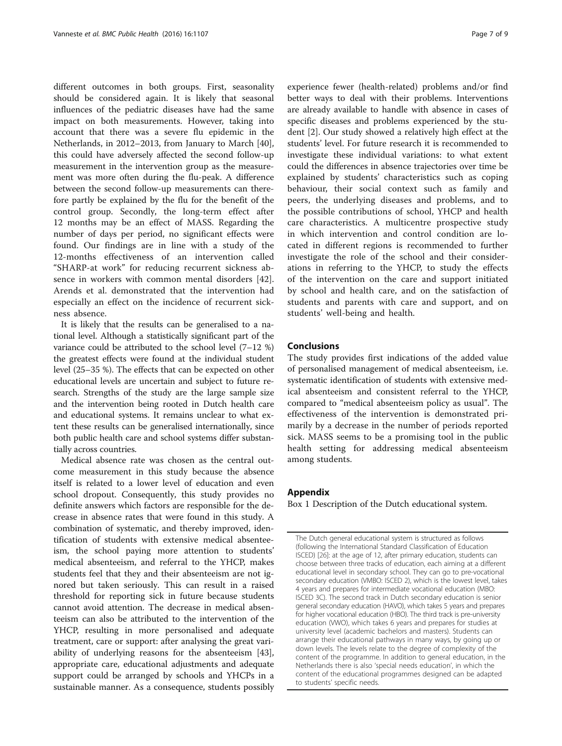different outcomes in both groups. First, seasonality should be considered again. It is likely that seasonal influences of the pediatric diseases have had the same impact on both measurements. However, taking into account that there was a severe flu epidemic in the Netherlands, in 2012–2013, from January to March [40], this could have adversely affected the second follow-up measurement in the intervention group as the measurement was more often during the flu-peak. A difference between the second follow-up measurements can therefore partly be explained by the flu for the benefit of the control group. Secondly, the long-term effect after 12 months may be an effect of MASS. Regarding the number of days per period, no significant effects were found. Our findings are in line with a study of the 12-months effectiveness of an intervention called "SHARP-at work" for reducing recurrent sickness absence in workers with common mental disorders [42]. Arends et al. demonstrated that the intervention had especially an effect on the incidence of recurrent sickness absence.

It is likely that the results can be generalised to a national level. Although a statistically significant part of the variance could be attributed to the school level (7–12 %) the greatest effects were found at the individual student level (25–35 %). The effects that can be expected on other educational levels are uncertain and subject to future research. Strengths of the study are the large sample size and the intervention being rooted in Dutch health care and educational systems. It remains unclear to what extent these results can be generalised internationally, since both public health care and school systems differ substantially across countries.

Medical absence rate was chosen as the central outcome measurement in this study because the absence itself is related to a lower level of education and even school dropout. Consequently, this study provides no definite answers which factors are responsible for the decrease in absence rates that were found in this study. A combination of systematic, and thereby improved, identification of students with extensive medical absenteeism, the school paying more attention to students' medical absenteeism, and referral to the YHCP, makes students feel that they and their absenteeism are not ignored but taken seriously. This can result in a raised threshold for reporting sick in future because students cannot avoid attention. The decrease in medical absenteeism can also be attributed to the intervention of the YHCP, resulting in more personalised and adequate treatment, care or support: after analysing the great variability of underlying reasons for the absenteeism [43], appropriate care, educational adjustments and adequate support could be arranged by schools and YHCPs in a sustainable manner. As a consequence, students possibly experience fewer (health-related) problems and/or find better ways to deal with their problems. Interventions are already available to handle with absence in cases of specific diseases and problems experienced by the student [2]. Our study showed a relatively high effect at the students' level. For future research it is recommended to investigate these individual variations: to what extent could the differences in absence trajectories over time be explained by students' characteristics such as coping behaviour, their social context such as family and peers, the underlying diseases and problems, and to the possible contributions of school, YHCP and health care characteristics. A multicentre prospective study in which intervention and control condition are located in different regions is recommended to further investigate the role of the school and their considerations in referring to the YHCP, to study the effects of the intervention on the care and support initiated by school and health care, and on the satisfaction of students and parents with care and support, and on students' well-being and health.

## Conclusions

The study provides first indications of the added value of personalised management of medical absenteeism, i.e. systematic identification of students with extensive medical absenteeism and consistent referral to the YHCP, compared to "medical absenteeism policy as usual". The effectiveness of the intervention is demonstrated primarily by a decrease in the number of periods reported sick. MASS seems to be a promising tool in the public health setting for addressing medical absenteeism among students.

## Appendix

Box 1 Description of the Dutch educational system.

The Dutch general educational system is structured as follows (following the International Standard Classification of Education ISCED) [26]: at the age of 12, after primary education, students can choose between three tracks of education, each aiming at a different educational level in secondary school. They can go to pre-vocational secondary education (VMBO: ISCED 2), which is the lowest level, takes 4 years and prepares for intermediate vocational education (MBO: ISCED 3C). The second track in Dutch secondary education is senior general secondary education (HAVO), which takes 5 years and prepares for higher vocational education (HBO). The third track is pre-university education (VWO), which takes 6 years and prepares for studies at university level (academic bachelors and masters). Students can arrange their educational pathways in many ways, by going up or down levels. The levels relate to the degree of complexity of the content of the programme. In addition to general education, in the Netherlands there is also 'special needs education', in which the content of the educational programmes designed can be adapted to students' specific needs.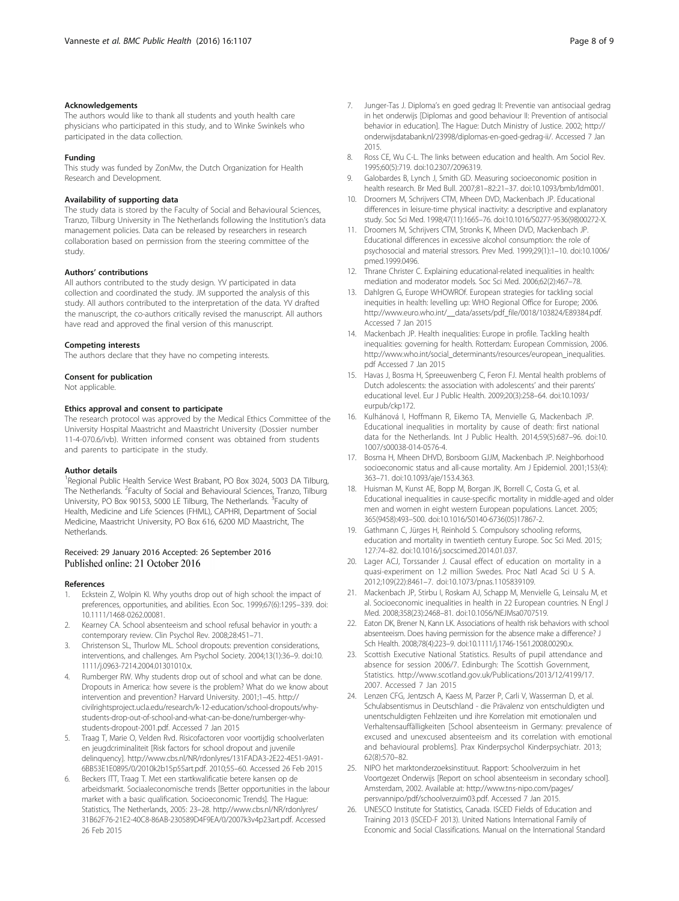### Acknowledgements

The authors would like to thank all students and youth health care physicians who participated in this study, and to Winke Swinkels who participated in the data collection.

### Funding

This study was funded by ZonMw, the Dutch Organization for Health Research and Development.

### Availability of supporting data

The study data is stored by the Faculty of Social and Behavioural Sciences, Tranzo, Tilburg University in The Netherlands following the Institution's data management policies. Data can be released by researchers in research collaboration based on permission from the steering committee of the study.

### Authors' contributions

All authors contributed to the study design. YV participated in data collection and coordinated the study. JM supported the analysis of this study. All authors contributed to the interpretation of the data. YV drafted the manuscript, the co-authors critically revised the manuscript. All authors have read and approved the final version of this manuscript.

### Competing interests

The authors declare that they have no competing interests.

### Consent for publication

Not applicable.

### Ethics approval and consent to participate

The research protocol was approved by the Medical Ethics Committee of the University Hospital Maastricht and Maastricht University (Dossier number 11-4-070.6/ivb). Written informed consent was obtained from students and parents to participate in the study.

### Author details

[1]Regional Public Health Service West Brabant, PO Box 3024, 5003 DA Tilburg, The Netherlands. [2]Faculty of Social and Behavioural Sciences, Tranzo, Tilburg University, PO Box 90153, 5000 LE Tilburg, The Netherlands. [3]Faculty of Health, Medicine and Life Sciences (FHML), CAPHRI, Department of Social Medicine, Maastricht University, PO Box 616, 6200 MD Maastricht, The Netherlands.

Received: 29 January 2016 Accepted: 26 September 2016
Published online: 21 October 2016

### References

1. Eckstein Z, Wolpin KI. Why youths drop out of high school: the impact of preferences, opportunities, and abilities. Econ Soc. 1999;67(6):1295–339. doi: 10.1111/1468-0262.00081.
2. Kearney CA. School absenteeism and school refusal behavior in youth: a contemporary review. Clin Psychol Rev. 2008;28:451–71.
3. Christenson SL, Thurlow ML. School dropouts: prevention considerations, interventions, and challenges. Am Psychol Society. 2004;13(1):36–9. doi:10.1111/j.0963-7214.2004.01301010.x.
4. Rumberger RW. Why students drop out of school and what can be done. Dropouts in America: how severe is the problem? What do we know about intervention and prevention? Harvard University. 2001;1–45. http://civilrightsproject.ucla.edu/research/k-12-education/school-dropouts/why-students-drop-out-of-school-and-what-can-be-done/rumberger-why-students-dropout-2001.pdf. Accessed 7 Jan 2015
5. Traag T, Marie O, Velden Rvd. Risicofactoren voor voortijdig schoolverlaten en jeugdcriminaliteit [Risk factors for school dropout and juvenile delinquency]. http://www.cbs.nl/NR/rdonlyres/131FADA3-2E22-4E51-9A91-6BB53E1E0895/0/2010k2b15p55art.pdf. 2010;55–60. Accessed 26 Feb 2015
6. Beckers ITT, Traag T. Met een startkwalificatie betere kansen op de arbeidsmarkt. Sociaaleconomische trends [Better opportunities in the labour market with a basic qualification. Socioeconomic Trends]. The Hague: Statistics, The Netherlands, 2005: 23–28. http://www.cbs.nl/NR/rdonlyres/31B62F76-21E2-40C8-86AB-230589D4F9EA/0/2007k3v4p23art.pdf. Accessed 26 Feb 2015
7. Junger-Tas J. Diploma's en goed gedrag II: Preventie van antisociaal gedrag in het onderwijs [Diplomas and good behaviour II: Prevention of antisocial behavior in education]. The Hague: Dutch Ministry of Justice. 2002; http://onderwijsdatabank.nl/23998/diplomas-en-goed-gedrag-ii/. Accessed 7 Jan 2015.
8. Ross CE, Wu C-L. The links between education and health. Am Sociol Rev. 1995;60(5):719. doi:10.2307/2096319.
9. Galobardes B, Lynch J, Smith GD. Measuring socioeconomic position in health research. Br Med Bull. 2007;81–82:21–37. doi:10.1093/bmb/ldm001.
10. Droomers M, Schrijvers CTM, Mheen DVD, Mackenbach JP. Educational differences in leisure-time physical inactivity: a descriptive and explanatory study. Soc Sci Med. 1998;47(11):1665–76. doi:10.1016/S0277-9536(98)00272-X.
11. Droomers M, Schrijvers CTM, Stronks K, Mheen DVD, Mackenbach JP. Educational differences in excessive alcohol consumption: the role of psychosocial and material stressors. Prev Med. 1999;29(1):1–10. doi:10.1006/pmed.1999.0496.
12. Thrane Christer C. Explaining educational-related inequalities in health: mediation and moderator models. Soc Sci Med. 2006;62(2):467–78.
13. Dahlgren G, Europe WHOWROf. European strategies for tackling social inequities in health: levelling up: WHO Regional Office for Europe; 2006. http://www.euro.who.int/__data/assets/pdf_file/0018/103824/E89384.pdf. Accessed 7 Jan 2015
14. Mackenbach JP. Health inequalities: Europe in profile. Tackling health inequalities: governing for health. Rotterdam: European Commission, 2006. http://www.who.int/social_determinants/resources/european_inequalities.pdf Accessed 7 Jan 2015
15. Havas J, Bosma H, Spreeuwenberg C, Feron FJ. Mental health problems of Dutch adolescents: the association with adolescents' and their parents' educational level. Eur J Public Health. 2009;20(3):258–64. doi:10.1093/eurpub/ckp172.
16. Kulhánová I, Hoffmann R, Eikemo TA, Menvielle G, Mackenbach JP. Educational inequalities in mortality by cause of death: first national data for the Netherlands. Int J Public Health. 2014;59(5):687–96. doi:10.1007/s00038-014-0576-4.
17. Bosma H, Mheen DHVD, Borsboom GJJM, Mackenbach JP. Neighborhood socioeconomic status and all-cause mortality. Am J Epidemiol. 2001;153(4):363–71. doi:10.1093/aje/153.4.363.
18. Huisman M, Kunst AE, Bopp M, Borgan JK, Borrell C, Costa G, et al. Educational inequalities in cause-specific mortality in middle-aged and older men and women in eight western European populations. Lancet. 2005;365(9458):493–500. doi:10.1016/S0140-6736(05)17867-2.
19. Gathmann C, Jürges H, Reinhold S. Compulsory schooling reforms, education and mortality in twentieth century Europe. Soc Sci Med. 2015;127:74–82. doi:10.1016/j.socscimed.2014.01.037.
20. Lager ACJ, Torssander J. Causal effect of education on mortality in a quasi-experiment on 1.2 million Swedes. Proc Natl Acad Sci U S A. 2012;109(22):8461–7. doi:10.1073/pnas.1105839109.
21. Mackenbach JP, Stirbu I, Roskam AJ, Schapp M, Menvielle G, Leinsalu M, et al. Socioeconomic inequalities in health in 22 European countries. N Engl J Med. 2008;358(23):2468–81. doi:10.1056/NEJMsa0707519.
22. Eaton DK, Brener N, Kann LK. Associations of health risk behaviors with school absenteeism. Does having permission for the absence make a difference? J Sch Health. 2008;78(4):223–9. doi:10.1111/j.1746-1561.2008.00290.x.
23. Scottish Executive National Statistics. Results of pupil attendance and absence for session 2006/7. Edinburgh: The Scottish Government, Statistics. http://www.scotland.gov.uk/Publications/2013/12/4199/17. 2007. Accessed 7 Jan 2015
24. Lenzen CFG, Jentzsch A, Kaess M, Parzer P, Carli V, Wasserman D, et al. Schulabsentismus in Deutschland - die Prävalenz von entschuldigten und unentschuldigten Fehlzeiten und ihre Korrelation mit emotionalen und Verhaltensauffälligkeiten [School absenteeism in Germany: prevalence of excused and unexcused absenteeism and its correlation with emotional and behavioural problems]. Prax Kinderpsychol Kinderpsychiatr. 2013;62(8):570–82.
25. NIPO het marktonderzoeksinstituut. Rapport: Schoolverzuim in het Voortgezet Onderwijs [Report on school absenteeism in secondary school]. Amsterdam, 2002. Available at: http://www.tns-nipo.com/pages/persvannipo/pdf/schoolverzuim03.pdf. Accessed 7 Jan 2015.
26. UNESCO Institute for Statistics, Canada. ISCED Fields of Education and Training 2013 (ISCED-F 2013). United Nations International Family of Economic and Social Classifications. Manual on the International Standard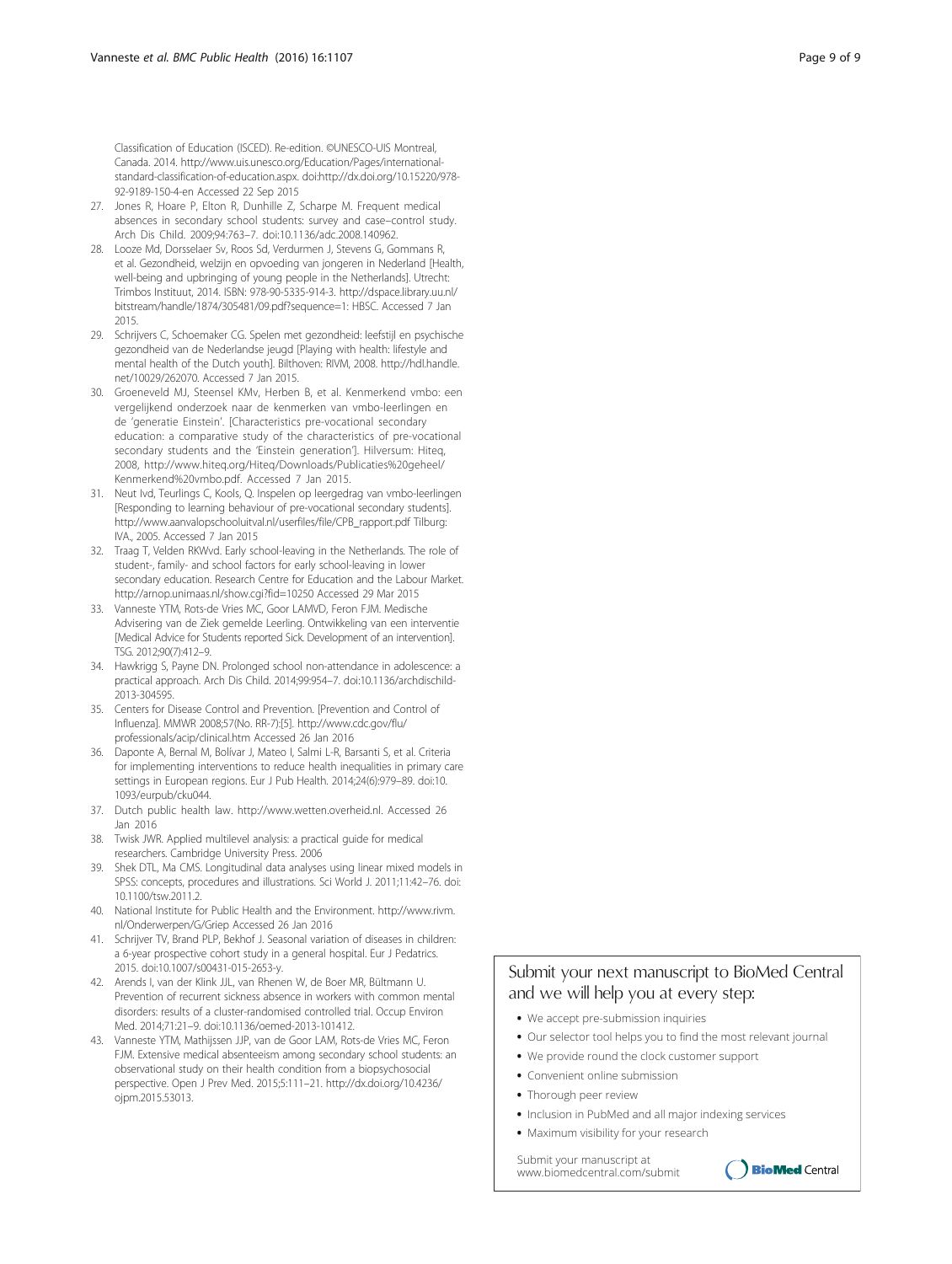Classification of Education (ISCED). Re-edition. ©UNESCO-UIS Montreal, Canada. 2014. http://www.uis.unesco.org/Education/Pages/international-standard-classification-of-education.aspx. doi:http://dx.doi.org/10.15220/978-92-9189-150-4-en Accessed 22 Sep 2015

27. Jones R, Hoare P, Elton R, Dunhille Z, Scharpe M. Frequent medical absences in secondary school students: survey and case–control study. Arch Dis Child. 2009;94:763–7. doi:10.1136/adc.2008.140962.
28. Looze Md, Dorsselaer Sv, Roos Sd, Verdurmen J, Stevens G, Gommans R, et al. Gezondheid, welzijn en opvoeding van jongeren in Nederland [Health, well-being and upbringing of young people in the Netherlands]. Utrecht: Trimbos Instituut, 2014. ISBN: 978-90-5335-914-3. http://dspace.library.uu.nl/bitstream/handle/1874/305481/09.pdf?sequence=1: HBSC. Accessed 7 Jan 2015.
29. Schrijvers C, Schoemaker CG. Spelen met gezondheid: leefstijl en psychische gezondheid van de Nederlandse jeugd [Playing with health: lifestyle and mental health of the Dutch youth]. Bilthoven: RIVM, 2008. http://hdl.handle.net/10029/262070. Accessed 7 Jan 2015.
30. Groeneveld MJ, Steensel KMv, Herben B, et al. Kenmerkend vmbo: een vergelijkend onderzoek naar de kenmerken van vmbo-leerlingen en de 'generatie Einstein'. [Characteristics pre-vocational secondary education: a comparative study of the characteristics of pre-vocational secondary students and the 'Einstein generation']. Hilversum: Hiteq, 2008, http://www.hiteq.org/Hiteq/Downloads/Publicaties%20geheel/Kenmerkend%20vmbo.pdf. Accessed 7 Jan 2015.
31. Neut Ivd, Teurlings C, Kools, Q. Inspelen op leergedrag van vmbo-leerlingen [Responding to learning behaviour of pre-vocational secondary students]. http://www.aanvalopschooluitval.nl/userfiles/file/CPB_rapport.pdf Tilburg: IVA., 2005. Accessed 7 Jan 2015
32. Traag T, Velden RKWvd. Early school-leaving in the Netherlands. The role of student-, family- and school factors for early school-leaving in lower secondary education. Research Centre for Education and the Labour Market. http://arnop.unimaas.nl/show.cgi?fid=10250 Accessed 29 Mar 2015
33. Vanneste YTM, Rots-de Vries MC, Goor LAMVD, Feron FJM. Medische Advisering van de Ziek gemelde Leerling. Ontwikkeling van een interventie [Medical Advice for Students reported Sick. Development of an intervention]. TSG. 2012;90(7):412–9.
34. Hawkrigg S, Payne DN. Prolonged school non-attendance in adolescence: a practical approach. Arch Dis Child. 2014;99:954–7. doi:10.1136/archdischild-2013-304595.
35. Centers for Disease Control and Prevention. [Prevention and Control of Influenza]. MMWR 2008;57(No. RR-7):[5]. http://www.cdc.gov/flu/professionals/acip/clinical.htm Accessed 26 Jan 2016
36. Daponte A, Bernal M, Bolívar J, Mateo I, Salmi L-R, Barsanti S, et al. Criteria for implementing interventions to reduce health inequalities in primary care settings in European regions. Eur J Pub Health. 2014;24(6):979–89. doi:10.1093/eurpub/cku044.
37. Dutch public health law. http://www.wetten.overheid.nl. Accessed 26 Jan 2016
38. Twisk JWR. Applied multilevel analysis: a practical guide for medical researchers. Cambridge University Press. 2006
39. Shek DTL, Ma CMS. Longitudinal data analyses using linear mixed models in SPSS: concepts, procedures and illustrations. Sci World J. 2011;11:42–76. doi:10.1100/tsw.2011.2.
40. National Institute for Public Health and the Environment. http://www.rivm.nl/Onderwerpen/G/Griep Accessed 26 Jan 2016
41. Schrijver TV, Brand PLP, Bekhof J. Seasonal variation of diseases in children: a 6-year prospective cohort study in a general hospital. Eur J Pedatrics. 2015. doi:10.1007/s00431-015-2653-y.
42. Arends I, van der Klink JJL, van Rhenen W, de Boer MR, Bültmann U. Prevention of recurrent sickness absence in workers with common mental disorders: results of a cluster-randomised controlled trial. Occup Environ Med. 2014;71:21–9. doi:10.1136/oemed-2013-101412.
43. Vanneste YTM, Mathijssen JJP, van de Goor LAM, Rots-de Vries MC, Feron FJM. Extensive medical absenteeism among secondary school students: an observational study on their health condition from a biopsychosocial perspective. Open J Prev Med. 2015;5:111–21. http://dx.doi.org/10.4236/ojpm.2015.53013.

Submit your next manuscript to BioMed Central and we will help you at every step:

- We accept pre-submission inquiries
- Our selector tool helps you to find the most relevant journal
- We provide round the clock customer support
- Convenient online submission
- Thorough peer review
- Inclusion in PubMed and all major indexing services
- Maximum visibility for your research

Submit your manuscript at www.biomedcentral.com/submit

BioMed Central